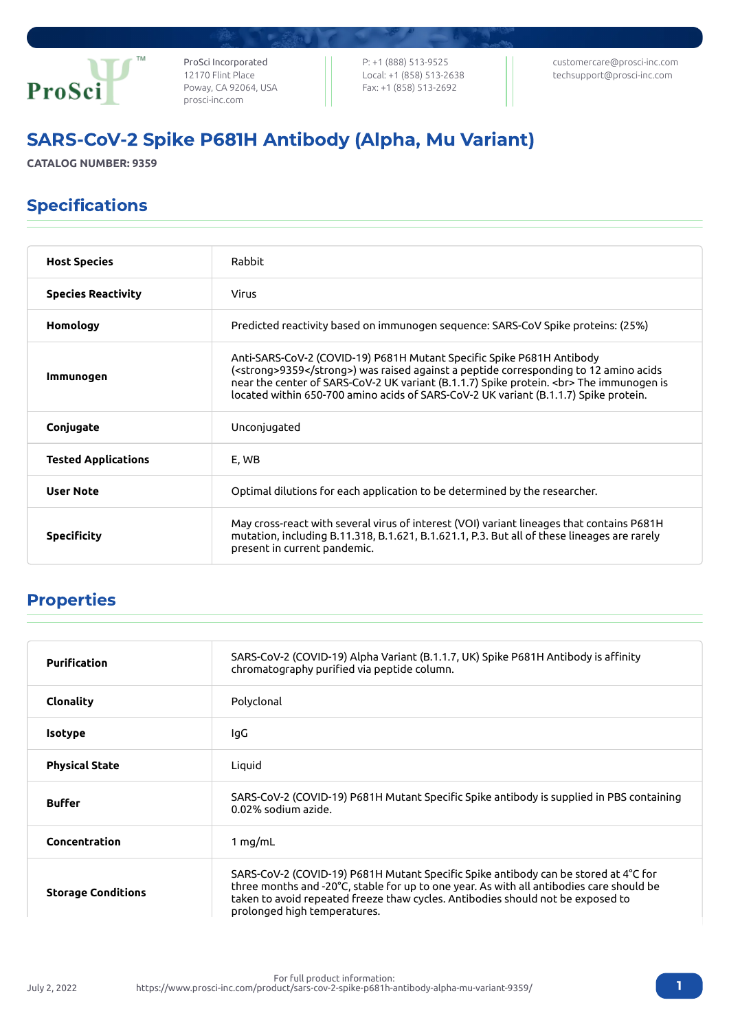ProSci Incorporated
12170 Flint Place
Poway, CA 92064, USA
prosci-inc.com

P: +1 (888) 513-9525
Local: +1 (858) 513-2638
Fax: +1 (858) 513-2692

customercare@prosci-inc.com
techsupport@prosci-inc.com

# SARS-CoV-2 Spike P681H Antibody (Alpha, Mu Variant)

**CATALOG NUMBER: 9359**

## Specifications

| | |
|---|---|
| **Host Species** | Rabbit |
| **Species Reactivity** | Virus |
| **Homology** | Predicted reactivity based on immunogen sequence: SARS-CoV Spike proteins: (25%) |
| **Immunogen** | Anti-SARS-CoV-2 (COVID-19) P681H Mutant Specific Spike P681H Antibody (<strong>9359</strong>) was raised against a peptide corresponding to 12 amino acids near the center of SARS-CoV-2 UK variant (B.1.1.7) Spike protein. <br> The immunogen is located within 650-700 amino acids of SARS-CoV-2 UK variant (B.1.1.7) Spike protein. |
| **Conjugate** | Unconjugated |
| **Tested Applications** | E, WB |
| **User Note** | Optimal dilutions for each application to be determined by the researcher. |
| **Specificity** | May cross-react with several virus of interest (VOI) variant lineages that contains P681H mutation, including B.11.318, B.1.621, B.1.621.1, P.3. But all of these lineages are rarely present in current pandemic. |

## Properties

| | |
|---|---|
| **Purification** | SARS-CoV-2 (COVID-19) Alpha Variant (B.1.1.7, UK) Spike P681H Antibody is affinity chromatography purified via peptide column. |
| **Clonality** | Polyclonal |
| **Isotype** | IgG |
| **Physical State** | Liquid |
| **Buffer** | SARS-CoV-2 (COVID-19) P681H Mutant Specific Spike antibody is supplied in PBS containing 0.02% sodium azide. |
| **Concentration** | 1 mg/mL |
| **Storage Conditions** | SARS-CoV-2 (COVID-19) P681H Mutant Specific Spike antibody can be stored at 4°C for three months and -20°C, stable for up to one year. As with all antibodies care should be taken to avoid repeated freeze thaw cycles. Antibodies should not be exposed to prolonged high temperatures. |

July 2, 2022

For full product information:
https://www.prosci-inc.com/product/sars-cov-2-spike-p681h-antibody-alpha-mu-variant-9359/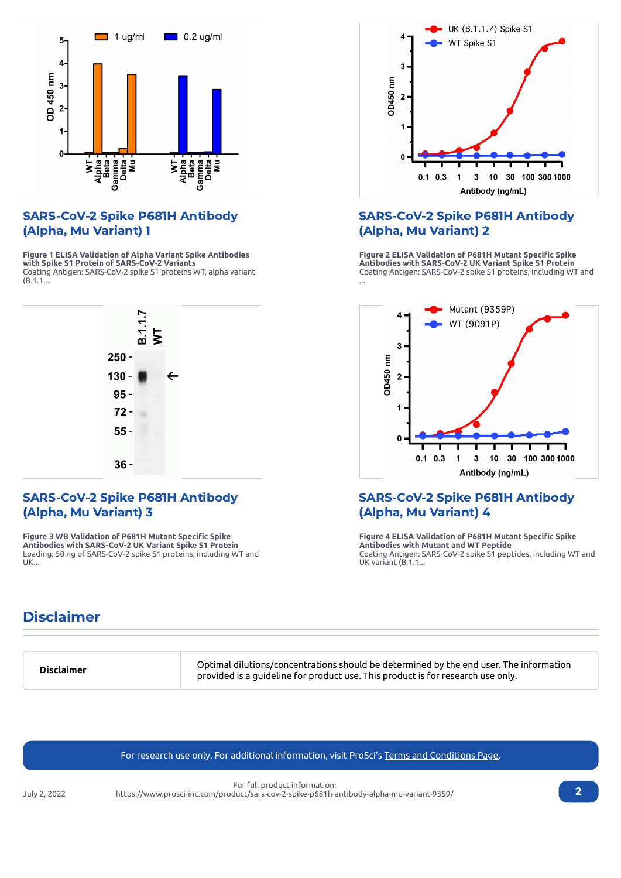5
4
3
2
1
0
OD 450 nm
1 ug/ml
0.2 ug/ml
WT
Alpha
Beta
Gamma
Delta
Mu
WT
Alpha
Beta
Gamma
Delta
Mu

### SARS-CoV-2 Spike P681H Antibody (Alpha, Mu Variant) 1

**Figure 1 ELISA Validation of Alpha Variant Spike Antibodies with Spike S1 Protein of SARS-CoV-2 Variants**
Coating Antigen: SARS-CoV-2 spike S1 proteins WT, alpha variant (B.1.1....

4
3
2
1
0
OD450 nm
UK (B.1.1.7) Spike S1
WT Spike S1
0.1 0.3 1 3 10 30 100 300 1000
Antibody (ng/mL)

### SARS-CoV-2 Spike P681H Antibody (Alpha, Mu Variant) 2

**Figure 2 ELISA Validation of P681H Mutant Specific Spike Antibodies with SARS-CoV-2 UK Variant Spike S1 Protein**
Coating Antigen: SARS-CoV-2 spike S1 proteins, including WT and ...

B.1.1.7
WT
250 -
130 -
95 -
72 -
55 -
36 -

### SARS-CoV-2 Spike P681H Antibody (Alpha, Mu Variant) 3

**Figure 3 WB Validation of P681H Mutant Specific Spike Antibodies with SARS-CoV-2 UK Variant Spike S1 Protein**
Loading: 50 ng of SARS-CoV-2 spike S1 proteins, including WT and UK...

4
3
2
1
0
OD450 nm
Mutant (9359P)
WT (9091P)
0.1 0.3 1 3 10 30 100 300 1000
Antibody (ng/mL)

### SARS-CoV-2 Spike P681H Antibody (Alpha, Mu Variant) 4

**Figure 4 ELISA Validation of P681H Mutant Specific Spike Antibodies with Mutant and WT Peptide**
Coating Antigen: SARS-CoV-2 spike S1 peptides, including WT and UK variant (B.1.1...

## Disclaimer

| | |
|---|---|
| **Disclaimer** | Optimal dilutions/concentrations should be determined by the end user. The information provided is a guideline for product use. This product is for research use only. |

For research use only. For additional information, visit ProSci's Terms and Conditions Page.

July 2, 2022

For full product information:
https://www.prosci-inc.com/product/sars-cov-2-spike-p681h-antibody-alpha-mu-variant-9359/